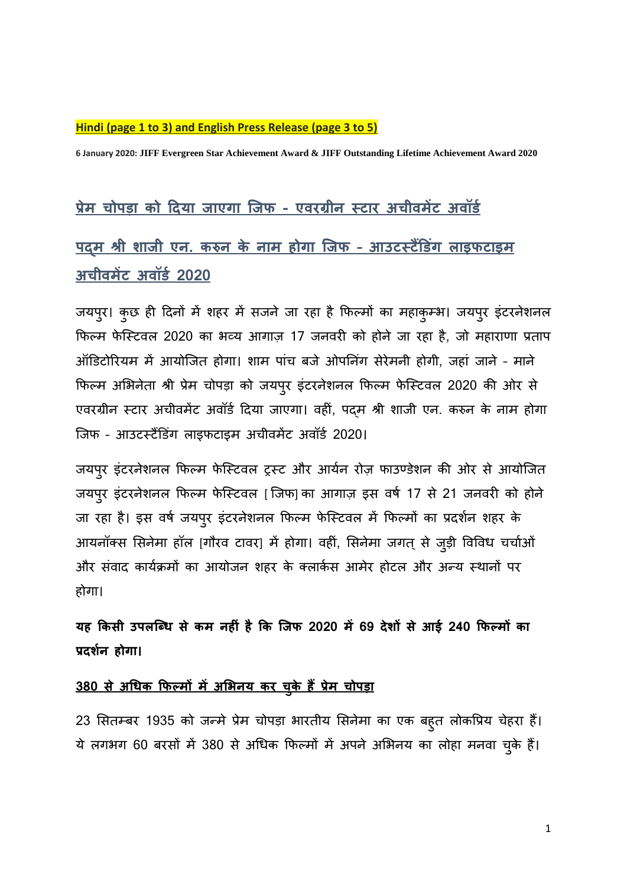**Hindi (page 1 to 3) and English Press Release (page 3 to 5)**

**6 January 2020: JIFF Evergreen Star Achievement Award & JIFF Outstanding Lifetime Achievement Award 2020**

## प्रेम चोपड़ा को दिया जाएगा जिफ - एवरग्रीन स्टार अचीवमेंट अवॉर्ड

## पद्म श्री शाजी एन. करुन के नाम होगा जिफ - आउटस्टैंडिंग लाइफटाइम अचीवमेंट अवॉर्ड 2020

जयपुर। कुछ ही दिनों में शहर में सजने जा रहा है फिल्मों का महाकुम्भ। जयपुर इंटरनेशनल फिल्म फेस्टिवल 2020 का भव्य आगाज़ 17 जनवरी को होने जा रहा है, जो महाराणा प्रताप ऑडिटोरियम में आयोजित होगा। शाम पांच बजे ओपनिंग सेरेमनी होगी, जहां जाने - माने फिल्म अभिनेता श्री प्रेम चोपड़ा को जयपुर इंटरनेशनल फिल्म फेस्टिवल 2020 की ओर से एवरग्रीन स्टार अचीवमेंट अवॉर्ड दिया जाएगा। वहीं, पद्म श्री शाजी एन. करुन के नाम होगा जिफ - आउटस्टैंडिंग लाइफटाइम अचीवमेंट अवॉर्ड 2020।

जयपुर इंटरनेशनल फिल्म फेस्टिवल ट्रस्ट और आर्यन रोज़ फाउण्डेशन की ओर से आयोजित जयपुर इंटरनेशनल फिल्म फेस्टिवल [जिफ] का आगाज़ इस वर्ष 17 से 21 जनवरी को होने जा रहा है। इस वर्ष जयपुर इंटरनेशनल फिल्म फेस्टिवल में फिल्मों का प्रदर्शन शहर के आयनॉक्स सिनेमा हॉल [गौरव टावर] में होगा। वहीं, सिनेमा जगत् से जुड़ी विविध चर्चाओं और संवाद कार्यक्रमों का आयोजन शहर के क्लार्कस आमेर होटल और अन्य स्थानों पर होगा।

**यह किसी उपलब्धि से कम नहीं है कि जिफ 2020 में 69 देशों से आई 240 फिल्मों का प्रदर्शन होगा।**

### 380 से अधिक फिल्मों में अभिनय कर चुके हैं प्रेम चोपड़ा

23 सितम्बर 1935 को जन्मे प्रेम चोपड़ा भारतीय सिनेमा का एक बहुत लोकप्रिय चेहरा हैं। ये लगभग 60 बरसों में 380 से अधिक फिल्मों में अपने अभिनय का लोहा मनवा चुके हैं।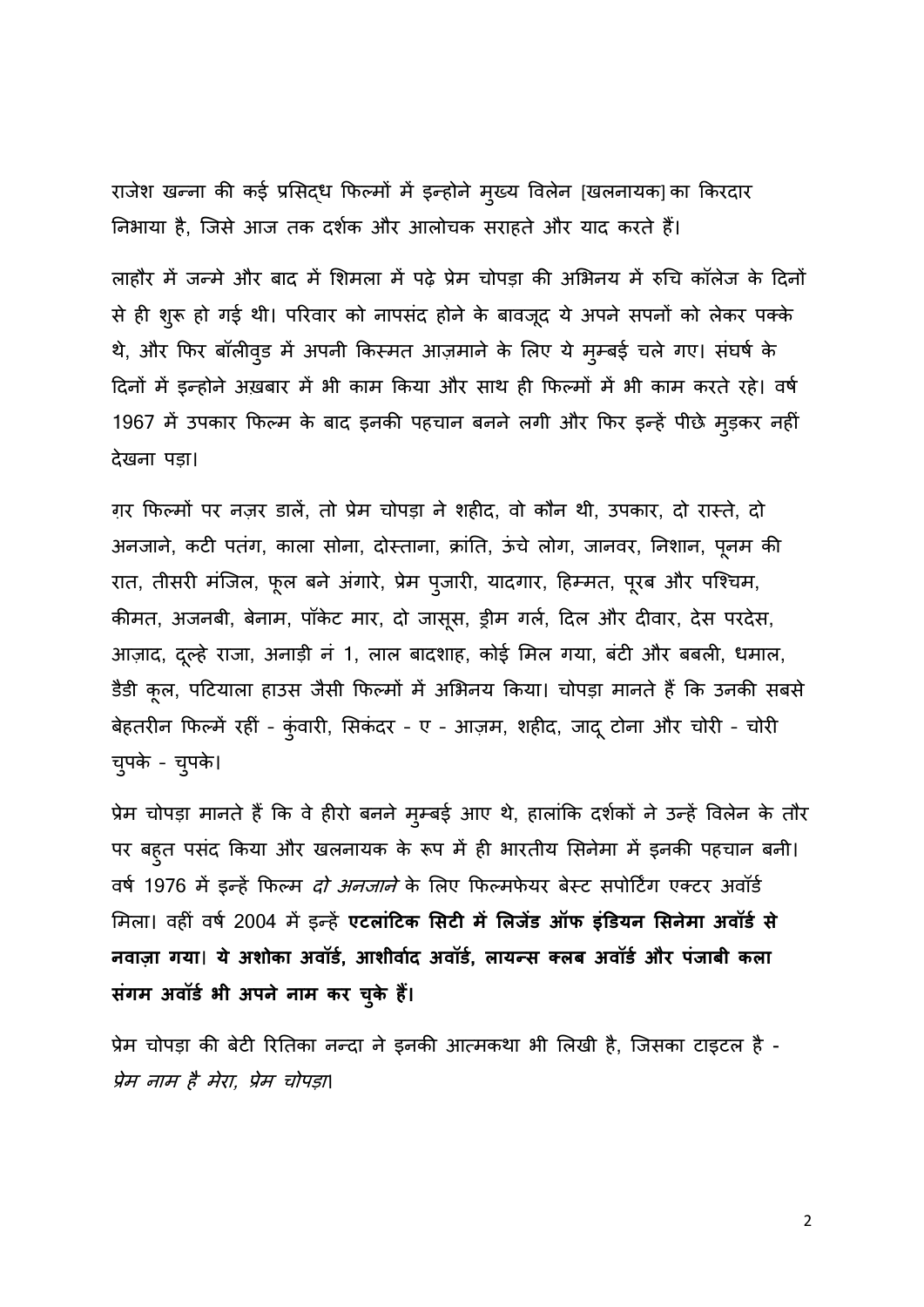राजेश खन्ना की कई प्रसिद्ध फिल्मों में इन्होने मुख्य विलेन [खलनायक] का किरदार निभाया है, जिसे आज तक दर्शक और आलोचक सराहते और याद करते हैं।

लाहौर में जन्मे और बाद में शिमला में पढ़े प्रेम चोपड़ा की अभिनय में रुचि कॉलेज के दिनों से ही शुरू हो गई थी। परिवार को नापसंद होने के बावजूद ये अपने सपनों को लेकर पक्के थे, और फिर बॉलीवुड में अपनी किस्मत आज़माने के लिए ये मुम्बई चले गए। संघर्ष के दिनों में इन्होने अख़बार में भी काम किया और साथ ही फिल्मों में भी काम करते रहे। वर्ष 1967 में उपकार फिल्म के बाद इनकी पहचान बनने लगी और फिर इन्हें पीछे मुड़कर नहीं देखना पड़ा।

ग़र फिल्मों पर नज़र डालें, तो प्रेम चोपड़ा ने शहीद, वो कौन थी, उपकार, दो रास्ते, दो अनजाने, कटी पतंग, काला सोना, दोस्ताना, क्रांति, ऊंचे लोग, जानवर, निशान, पूनम की रात, तीसरी मंजिल, फूल बने अंगारे, प्रेम पुजारी, यादगार, हिम्मत, पूरब और पश्चिम, कीमत, अजनबी, बेनाम, पॉकेट मार, दो जासूस, ड्रीम गर्ल, दिल और दीवार, देस परदेस, आज़ाद, दूल्हे राजा, अनाड़ी नं 1, लाल बादशाह, कोई मिल गया, बंटी और बबली, धमाल, डैडी कूल, पटियाला हाउस जैसी फिल्मों में अभिनय किया। चोपड़ा मानते हैं कि उनकी सबसे बेहतरीन फिल्में रहीं - कुंवारी, सिकंदर - ए - आज़म, शहीद, जादू टोना और चोरी - चोरी चुपके - चुपके।

प्रेम चोपड़ा मानते हैं कि वे हीरो बनने मुम्बई आए थे, हालांकि दर्शकों ने उन्हें विलेन के तौर पर बहुत पसंद किया और खलनायक के रूप में ही भारतीय सिनेमा में इनकी पहचान बनी। वर्ष 1976 में इन्हें फिल्म *दो अनजाने* के लिए फिल्मफेयर बेस्ट सपोर्टिंग एक्टर अवॉर्ड मिला। वहीं वर्ष 2004 में इन्हें **एटलांटिक सिटी में लिजेंड ऑफ इंडियन सिनेमा अवॉर्ड से नवाज़ा गया। ये अशोका अवॉर्ड, आशीर्वाद अवॉर्ड, लायन्स क्लब अवॉर्ड और पंजाबी कला संगम अवॉर्ड भी अपने नाम कर चुके हैं।**

प्रेम चोपड़ा की बेटी रितिका नन्दा ने इनकी आत्मकथा भी लिखी है, जिसका टाइटल है - *प्रेम नाम है मेरा, प्रेम चोपड़ा*।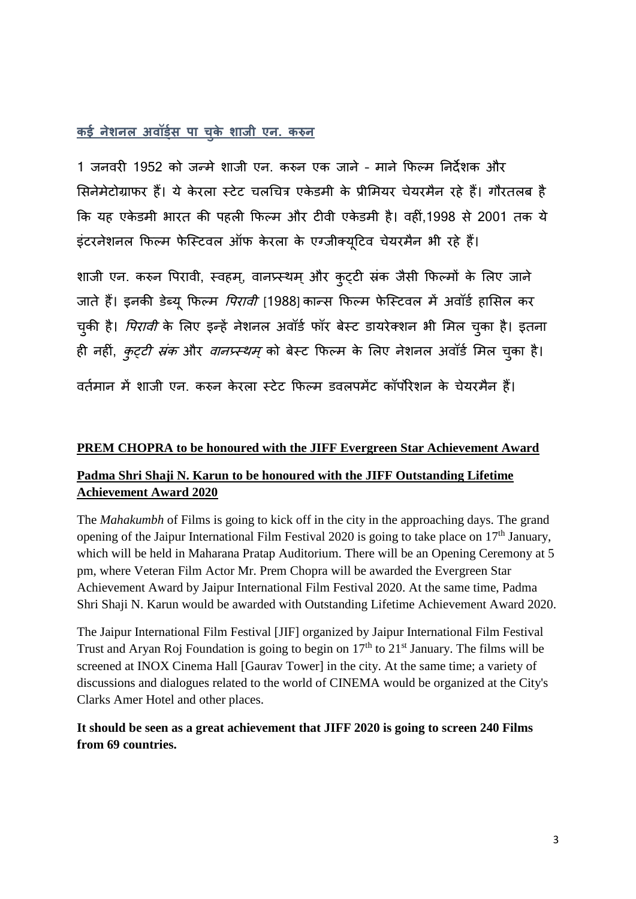## कई नेशनल अवॉर्ड्स पा चुके शाजी एन. करुन

1 जनवरी 1952 को जन्मे शाजी एन. करुन एक जाने - माने फिल्म निर्देशक और सिनेमेटोग्राफर हैं। ये केरला स्टेट चलचित्र एकेडमी के प्रीमियर चेयरमैन रहे हैं। गौरतलब है कि यह एकेडमी भारत की पहली फिल्म और टीवी एकेडमी है। वहीं,1998 से 2001 तक ये इंटरनेशनल फिल्म फेस्टिवल ऑफ केरला के एग्जीक्यूटिव चेयरमैन भी रहे हैं।

शाजी एन. करुन पिरावी, स्वहम्, वानप्रस्थम् और कुट्टी स्रंक जैसी फिल्मों के लिए जाने जाते हैं। इनकी डेब्यू फिल्म *पिरावी* [1988] कान्स फिल्म फेस्टिवल में अवॉर्ड हासिल कर चुकी है। *पिरावी* के लिए इन्हें नेशनल अवॉर्ड फॉर बेस्ट डायरेक्शन भी मिल चुका है। इतना ही नहीं, *कुट्टी स्रंक* और *वानप्रस्थम्* को बेस्ट फिल्म के लिए नेशनल अवॉर्ड मिल चुका है।

वर्तमान में शाजी एन. करुन केरला स्टेट फिल्म डवलपमेंट कॉर्पोरेशन के चेयरमैन हैं।

## PREM CHOPRA to be honoured with the JIFF Evergreen Star Achievement Award

## Padma Shri Shaji N. Karun to be honoured with the JIFF Outstanding Lifetime Achievement Award 2020

The *Mahakumbh* of Films is going to kick off in the city in the approaching days. The grand opening of the Jaipur International Film Festival 2020 is going to take place on 17th January, which will be held in Maharana Pratap Auditorium. There will be an Opening Ceremony at 5 pm, where Veteran Film Actor Mr. Prem Chopra will be awarded the Evergreen Star Achievement Award by Jaipur International Film Festival 2020. At the same time, Padma Shri Shaji N. Karun would be awarded with Outstanding Lifetime Achievement Award 2020.

The Jaipur International Film Festival [JIF] organized by Jaipur International Film Festival Trust and Aryan Roj Foundation is going to begin on 17th to 21st January. The films will be screened at INOX Cinema Hall [Gaurav Tower] in the city. At the same time; a variety of discussions and dialogues related to the world of CINEMA would be organized at the City's Clarks Amer Hotel and other places.

**It should be seen as a great achievement that JIFF 2020 is going to screen 240 Films from 69 countries.**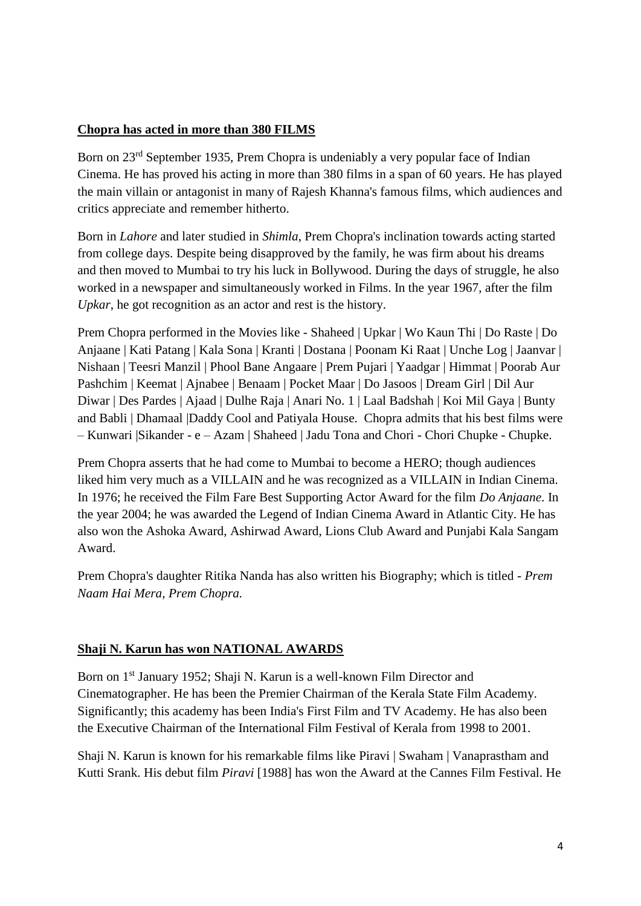**Chopra has acted in more than 380 FILMS**

Born on 23rd September 1935, Prem Chopra is undeniably a very popular face of Indian Cinema. He has proved his acting in more than 380 films in a span of 60 years. He has played the main villain or antagonist in many of Rajesh Khanna's famous films, which audiences and critics appreciate and remember hitherto.

Born in *Lahore* and later studied in *Shimla*, Prem Chopra's inclination towards acting started from college days. Despite being disapproved by the family, he was firm about his dreams and then moved to Mumbai to try his luck in Bollywood. During the days of struggle, he also worked in a newspaper and simultaneously worked in Films. In the year 1967, after the film *Upkar*, he got recognition as an actor and rest is the history.

Prem Chopra performed in the Movies like - Shaheed | Upkar | Wo Kaun Thi | Do Raste | Do Anjaane | Kati Patang | Kala Sona | Kranti | Dostana | Poonam Ki Raat | Unche Log | Jaanvar | Nishaan | Teesri Manzil | Phool Bane Angaare | Prem Pujari | Yaadgar | Himmat | Poorab Aur Pashchim | Keemat | Ajnabee | Benaam | Pocket Maar | Do Jasoos | Dream Girl | Dil Aur Diwar | Des Pardes | Ajaad | Dulhe Raja | Anari No. 1 | Laal Badshah | Koi Mil Gaya | Bunty and Babli | Dhamaal |Daddy Cool and Patiyala House. Chopra admits that his best films were – Kunwari |Sikander - e – Azam | Shaheed | Jadu Tona and Chori - Chori Chupke - Chupke.

Prem Chopra asserts that he had come to Mumbai to become a HERO; though audiences liked him very much as a VILLAIN and he was recognized as a VILLAIN in Indian Cinema. In 1976; he received the Film Fare Best Supporting Actor Award for the film *Do Anjaane*. In the year 2004; he was awarded the Legend of Indian Cinema Award in Atlantic City. He has also won the Ashoka Award, Ashirwad Award, Lions Club Award and Punjabi Kala Sangam Award.

Prem Chopra's daughter Ritika Nanda has also written his Biography; which is titled - *Prem Naam Hai Mera, Prem Chopra.*

**Shaji N. Karun has won NATIONAL AWARDS**

Born on 1st January 1952; Shaji N. Karun is a well-known Film Director and Cinematographer. He has been the Premier Chairman of the Kerala State Film Academy. Significantly; this academy has been India's First Film and TV Academy. He has also been the Executive Chairman of the International Film Festival of Kerala from 1998 to 2001.

Shaji N. Karun is known for his remarkable films like Piravi | Swaham | Vanaprastham and Kutti Srank. His debut film *Piravi* [1988] has won the Award at the Cannes Film Festival. He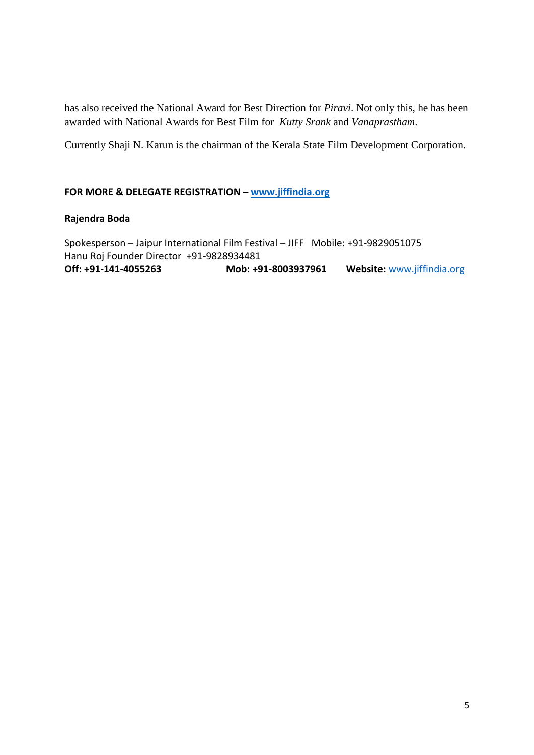has also received the National Award for Best Direction for *Piravi*. Not only this, he has been awarded with National Awards for Best Film for *Kutty Srank* and *Vanaprastham*.

Currently Shaji N. Karun is the chairman of the Kerala State Film Development Corporation.

**FOR MORE & DELEGATE REGISTRATION – [www.jiffindia.org](http://www.jiffindia.org)**

**Rajendra Boda**

Spokesperson – Jaipur International Film Festival – JIFF   Mobile: +91-9829051075
Hanu Roj Founder Director  +91-9828934481
**Off: +91-141-4055263**   **Mob: +91-8003937961**   **Website:** [www.jiffindia.org](http://www.jiffindia.org)